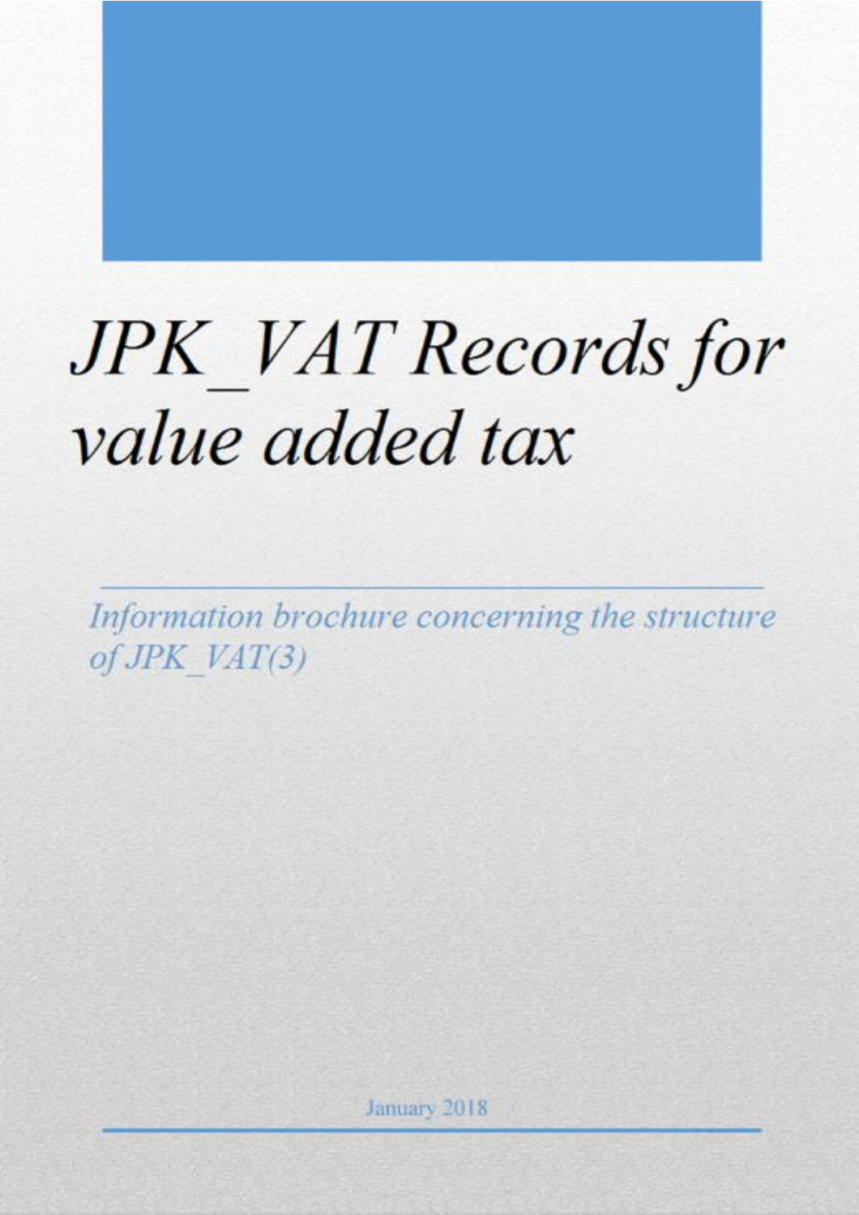# *JPK_VAT Records for value added tax*

*Information brochure concerning the structure of JPK_VAT(3)*

January 2018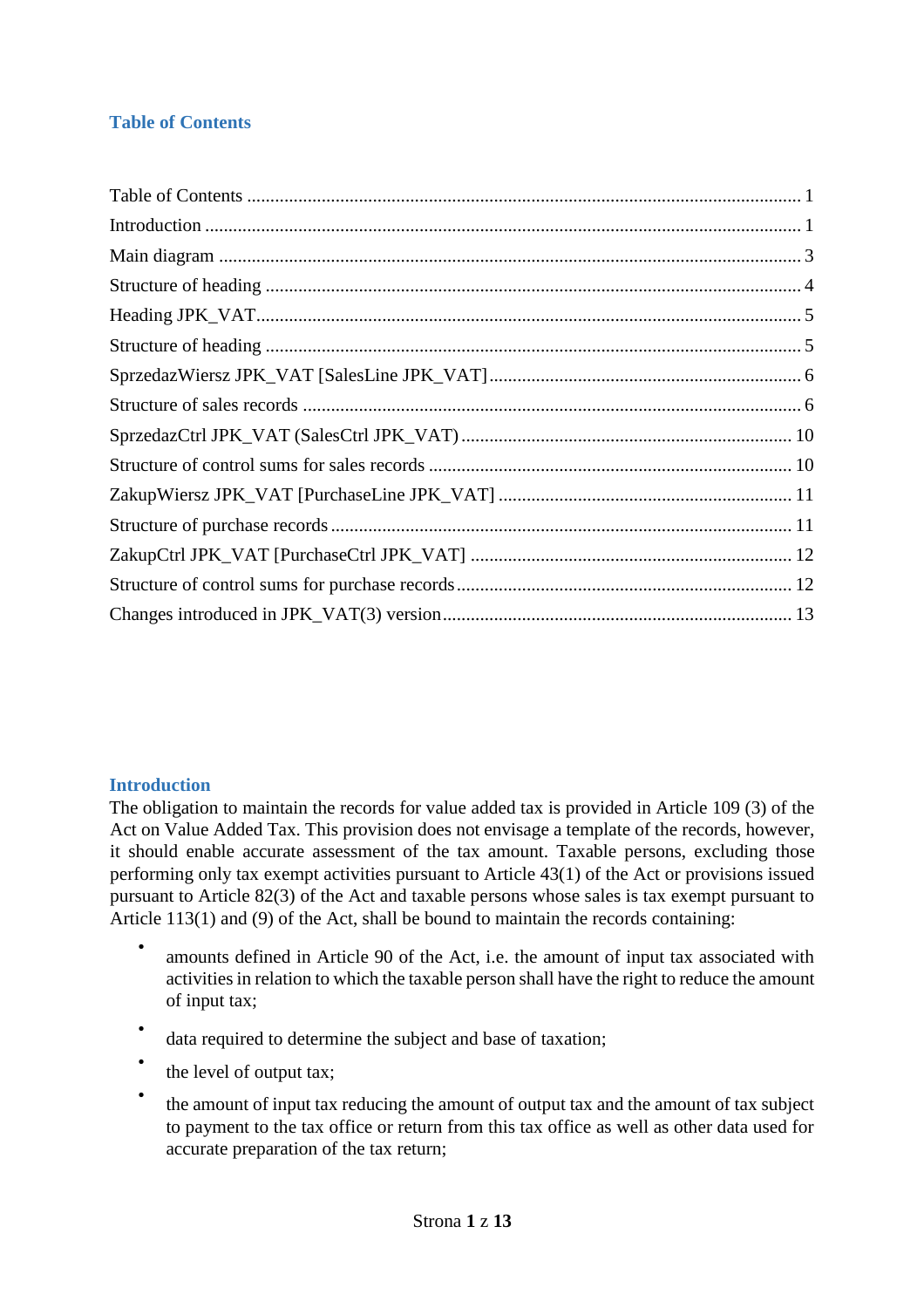## Table of Contents

Table of Contents ........................................................................................................ 1
Introduction .................................................................................................................. 1
Main diagram ............................................................................................................... 3
Structure of heading ..................................................................................................... 4
Heading JPK_VAT......................................................................................................... 5
Structure of heading ..................................................................................................... 5
SprzedazWiersz JPK_VAT [SalesLine JPK_VAT]....................................................... 6
Structure of sales records ............................................................................................. 6
SprzedazCtrl JPK_VAT (SalesCtrl JPK_VAT) ........................................................... 10
Structure of control sums for sales records ................................................................. 10
ZakupWiersz JPK_VAT [PurchaseLine JPK_VAT] ................................................... 11
Structure of purchase records ...................................................................................... 11
ZakupCtrl JPK_VAT [PurchaseCtrl JPK_VAT] ......................................................... 12
Structure of control sums for purchase records ........................................................... 12
Changes introduced in JPK_VAT(3) version .............................................................. 13

## Introduction

The obligation to maintain the records for value added tax is provided in Article 109 (3) of the Act on Value Added Tax. This provision does not envisage a template of the records, however, it should enable accurate assessment of the tax amount. Taxable persons, excluding those performing only tax exempt activities pursuant to Article 43(1) of the Act or provisions issued pursuant to Article 82(3) of the Act and taxable persons whose sales is tax exempt pursuant to Article 113(1) and (9) of the Act, shall be bound to maintain the records containing:

- amounts defined in Article 90 of the Act, i.e. the amount of input tax associated with activities in relation to which the taxable person shall have the right to reduce the amount of input tax;
- data required to determine the subject and base of taxation;
- the level of output tax;
- the amount of input tax reducing the amount of output tax and the amount of tax subject to payment to the tax office or return from this tax office as well as other data used for accurate preparation of the tax return;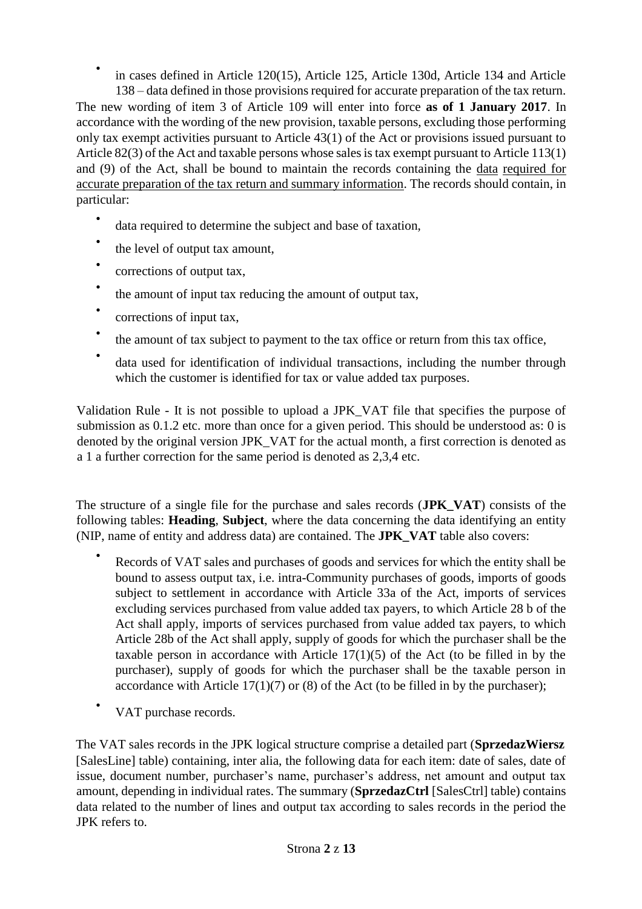- in cases defined in Article 120(15), Article 125, Article 130d, Article 134 and Article 138 – data defined in those provisions required for accurate preparation of the tax return.

The new wording of item 3 of Article 109 will enter into force **as of 1 January 2017**. In accordance with the wording of the new provision, taxable persons, excluding those performing only tax exempt activities pursuant to Article 43(1) of the Act or provisions issued pursuant to Article 82(3) of the Act and taxable persons whose sales is tax exempt pursuant to Article 113(1) and (9) of the Act, shall be bound to maintain the records containing the data required for accurate preparation of the tax return and summary information. The records should contain, in particular:

- data required to determine the subject and base of taxation,
- the level of output tax amount,
- corrections of output tax,
- the amount of input tax reducing the amount of output tax,
- corrections of input tax,
- the amount of tax subject to payment to the tax office or return from this tax office,
- data used for identification of individual transactions, including the number through which the customer is identified for tax or value added tax purposes.

Validation Rule - It is not possible to upload a JPK_VAT file that specifies the purpose of submission as 0.1.2 etc. more than once for a given period. This should be understood as: 0 is denoted by the original version JPK_VAT for the actual month, a first correction is denoted as a 1 a further correction for the same period is denoted as 2,3,4 etc.

The structure of a single file for the purchase and sales records (**JPK_VAT**) consists of the following tables: **Heading**, **Subject**, where the data concerning the data identifying an entity (NIP, name of entity and address data) are contained. The **JPK_VAT** table also covers:

- Records of VAT sales and purchases of goods and services for which the entity shall be bound to assess output tax, i.e. intra-Community purchases of goods, imports of goods subject to settlement in accordance with Article 33a of the Act, imports of services excluding services purchased from value added tax payers, to which Article 28 b of the Act shall apply, imports of services purchased from value added tax payers, to which Article 28b of the Act shall apply, supply of goods for which the purchaser shall be the taxable person in accordance with Article 17(1)(5) of the Act (to be filled in by the purchaser), supply of goods for which the purchaser shall be the taxable person in accordance with Article 17(1)(7) or (8) of the Act (to be filled in by the purchaser);
- VAT purchase records.

The VAT sales records in the JPK logical structure comprise a detailed part (**SprzedazWiersz** [SalesLine] table) containing, inter alia, the following data for each item: date of sales, date of issue, document number, purchaser's name, purchaser's address, net amount and output tax amount, depending in individual rates. The summary (**SprzedazCtrl** [SalesCtrl] table) contains data related to the number of lines and output tax according to sales records in the period the JPK refers to.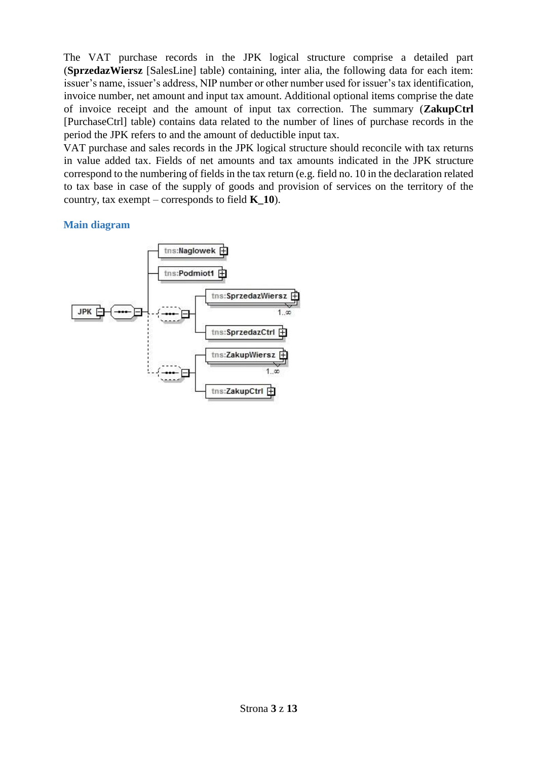The VAT purchase records in the JPK logical structure comprise a detailed part (**SprzedazWiersz** [SalesLine] table) containing, inter alia, the following data for each item: issuer's name, issuer's address, NIP number or other number used for issuer's tax identification, invoice number, net amount and input tax amount. Additional optional items comprise the date of invoice receipt and the amount of input tax correction. The summary (**ZakupCtrl** [PurchaseCtrl] table) contains data related to the number of lines of purchase records in the period the JPK refers to and the amount of deductible input tax.

VAT purchase and sales records in the JPK logical structure should reconcile with tax returns in value added tax. Fields of net amounts and tax amounts indicated in the JPK structure correspond to the numbering of fields in the tax return (e.g. field no. 10 in the declaration related to tax base in case of the supply of goods and provision of services on the territory of the country, tax exempt – corresponds to field **K_10**).

## Main diagram

JPK
- tns:Naglowek
- tns:Podmiot1
- tns:SprzedazWiersz (1..∞)
- tns:SprzedazCtrl
- tns:ZakupWiersz (1..∞)
- tns:ZakupCtrl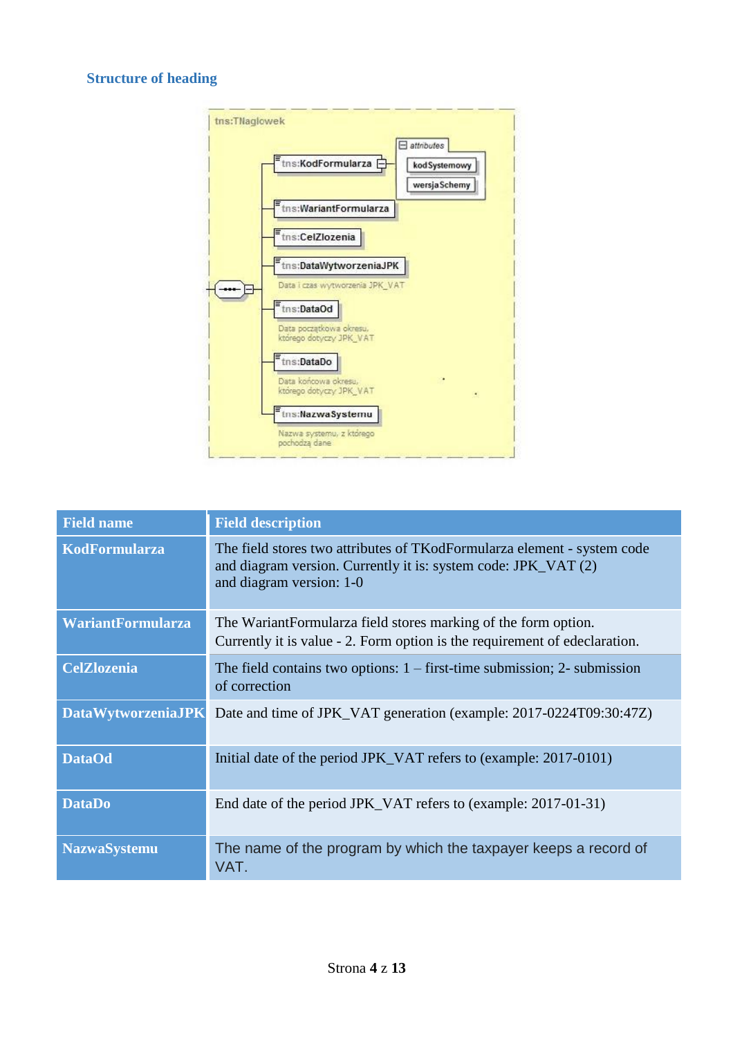## Structure of heading

| Field name | Field description |
|---|---|
| **KodFormularza** | The field stores two attributes of TKodFormularza element - system code and diagram version. Currently it is: system code: JPK_VAT (2) and diagram version: 1-0 |
| **WariantFormularza** | The WariantFormularza field stores marking of the form option. Currently it is value - 2. Form option is the requirement of edeclaration. |
| **CelZlozenia** | The field contains two options: 1 – first-time submission; 2- submission of correction |
| **DataWytworzeniaJPK** | Date and time of JPK_VAT generation (example: 2017-0224T09:30:47Z) |
| **DataOd** | Initial date of the period JPK_VAT refers to (example: 2017-0101) |
| **DataDo** | End date of the period JPK_VAT refers to (example: 2017-01-31) |
| **NazwaSystemu** | The name of the program by which the taxpayer keeps a record of VAT. |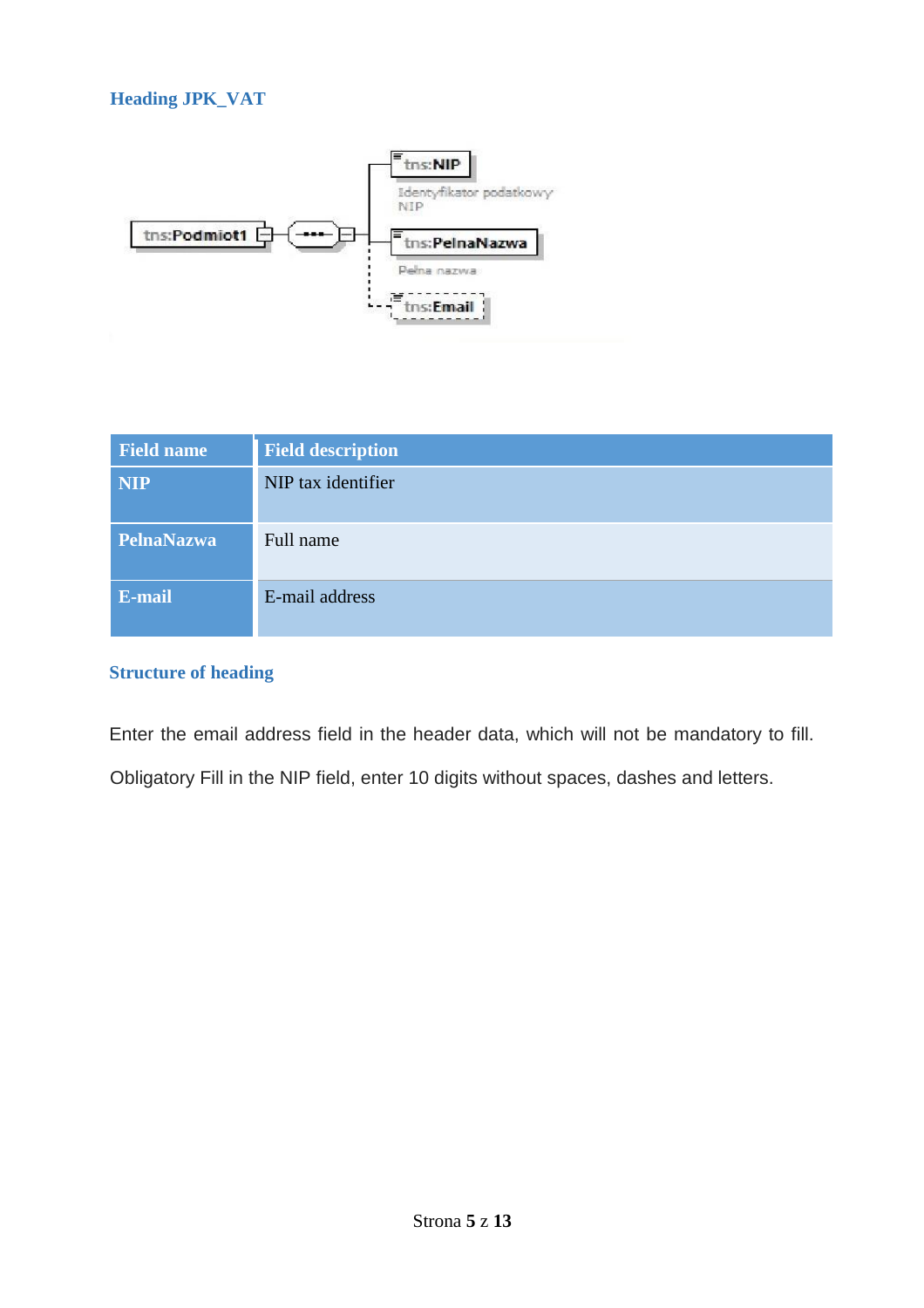## Heading JPK_VAT

| Field name | Field description |
| --- | --- |
| NIP | NIP tax identifier |
| PelnaNazwa | Full name |
| E-mail | E-mail address |

### Structure of heading

Enter the email address field in the header data, which will not be mandatory to fill.

Obligatory Fill in the NIP field, enter 10 digits without spaces, dashes and letters.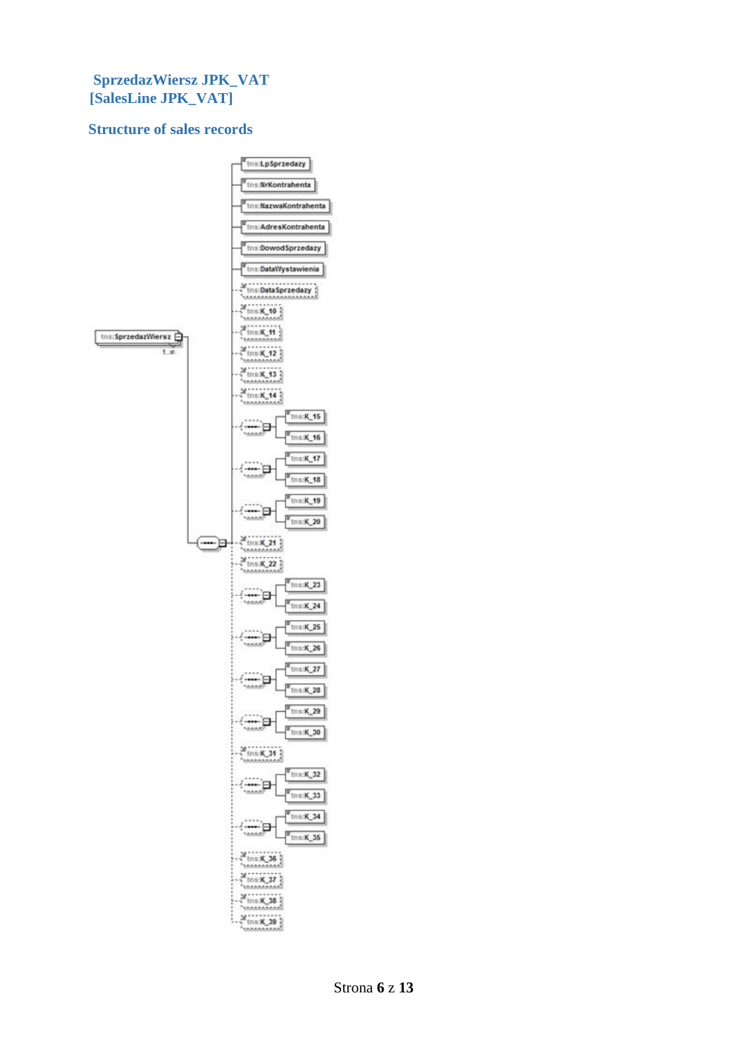## SprzedazWiersz JPK_VAT [SalesLine JPK_VAT]

### Structure of sales records

tns:SprzedazWiersz
1..∞

- tns:LpSprzedazy
- tns:NrKontrahenta
- tns:NazwaKontrahenta
- tns:AdresKontrahenta
- tns:DowodSprzedazy
- tns:DataWystawienia
- tns:DataSprzedazy
- tns:K_10
- tns:K_11
- tns:K_12
- tns:K_13
- tns:K_14
- tns:K_15
- tns:K_16
- tns:K_17
- tns:K_18
- tns:K_19
- tns:K_20
- tns:K_21
- tns:K_22
- tns:K_23
- tns:K_24
- tns:K_25
- tns:K_26
- tns:K_27
- tns:K_28
- tns:K_29
- tns:K_30
- tns:K_31
- tns:K_32
- tns:K_33
- tns:K_34
- tns:K_35
- tns:K_36
- tns:K_37
- tns:K_38
- tns:K_39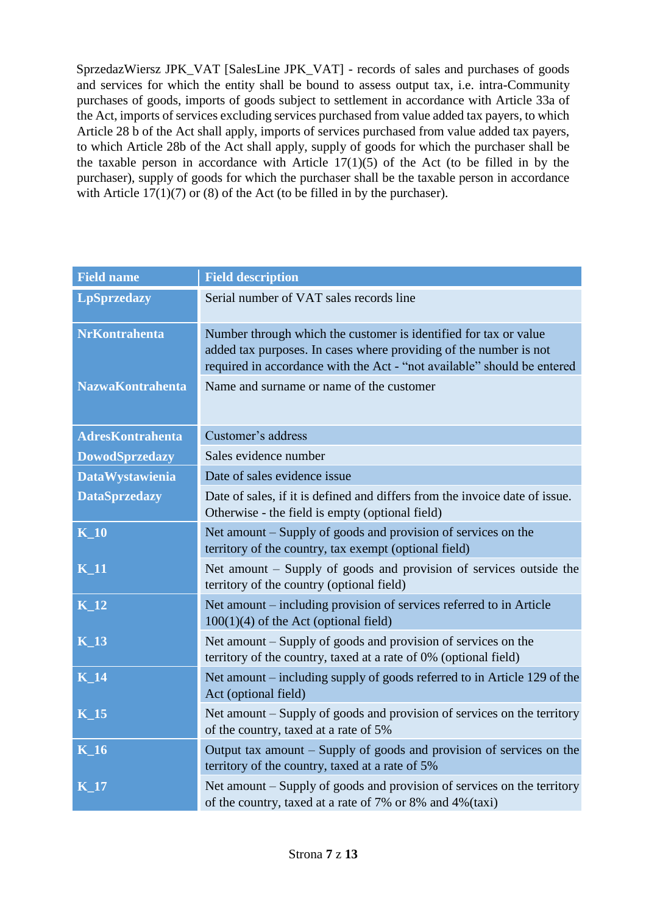SprzedazWiersz JPK_VAT [SalesLine JPK_VAT] - records of sales and purchases of goods and services for which the entity shall be bound to assess output tax, i.e. intra-Community purchases of goods, imports of goods subject to settlement in accordance with Article 33a of the Act, imports of services excluding services purchased from value added tax payers, to which Article 28 b of the Act shall apply, imports of services purchased from value added tax payers, to which Article 28b of the Act shall apply, supply of goods for which the purchaser shall be the taxable person in accordance with Article 17(1)(5) of the Act (to be filled in by the purchaser), supply of goods for which the purchaser shall be the taxable person in accordance with Article 17(1)(7) or (8) of the Act (to be filled in by the purchaser).

| Field name | Field description |
|---|---|
| **LpSprzedazy** | Serial number of VAT sales records line |
| **NrKontrahenta** | Number through which the customer is identified for tax or value added tax purposes. In cases where providing of the number is not required in accordance with the Act - “not available” should be entered |
| **NazwaKontrahenta** | Name and surname or name of the customer |
| **AdresKontrahenta** | Customer’s address |
| **DowodSprzedazy** | Sales evidence number |
| **DataWystawienia** | Date of sales evidence issue |
| **DataSprzedazy** | Date of sales, if it is defined and differs from the invoice date of issue. Otherwise - the field is empty (optional field) |
| **K_10** | Net amount – Supply of goods and provision of services on the territory of the country, tax exempt (optional field) |
| **K_11** | Net amount – Supply of goods and provision of services outside the territory of the country (optional field) |
| **K_12** | Net amount – including provision of services referred to in Article 100(1)(4) of the Act (optional field) |
| **K_13** | Net amount – Supply of goods and provision of services on the territory of the country, taxed at a rate of 0% (optional field) |
| **K_14** | Net amount – including supply of goods referred to in Article 129 of the Act (optional field) |
| **K_15** | Net amount – Supply of goods and provision of services on the territory of the country, taxed at a rate of 5% |
| **K_16** | Output tax amount – Supply of goods and provision of services on the territory of the country, taxed at a rate of 5% |
| **K_17** | Net amount – Supply of goods and provision of services on the territory of the country, taxed at a rate of 7% or 8% and 4%(taxi) |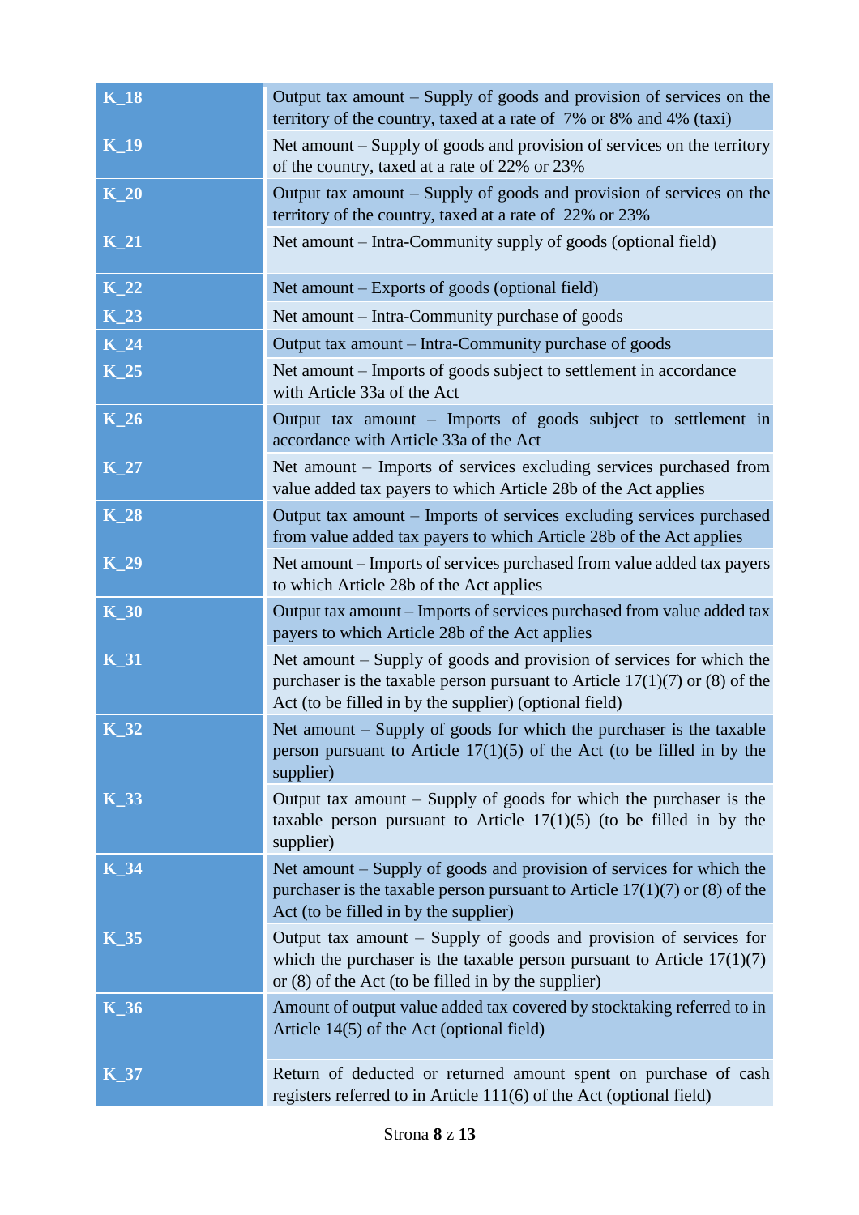| | |
|---|---|
| **K_18** | Output tax amount – Supply of goods and provision of services on the territory of the country, taxed at a rate of 7% or 8% and 4% (taxi) |
| **K_19** | Net amount – Supply of goods and provision of services on the territory of the country, taxed at a rate of 22% or 23% |
| **K_20** | Output tax amount – Supply of goods and provision of services on the territory of the country, taxed at a rate of 22% or 23% |
| **K_21** | Net amount – Intra-Community supply of goods (optional field) |
| **K_22** | Net amount – Exports of goods (optional field) |
| **K_23** | Net amount – Intra-Community purchase of goods |
| **K_24** | Output tax amount – Intra-Community purchase of goods |
| **K_25** | Net amount – Imports of goods subject to settlement in accordance with Article 33a of the Act |
| **K_26** | Output tax amount – Imports of goods subject to settlement in accordance with Article 33a of the Act |
| **K_27** | Net amount – Imports of services excluding services purchased from value added tax payers to which Article 28b of the Act applies |
| **K_28** | Output tax amount – Imports of services excluding services purchased from value added tax payers to which Article 28b of the Act applies |
| **K_29** | Net amount – Imports of services purchased from value added tax payers to which Article 28b of the Act applies |
| **K_30** | Output tax amount – Imports of services purchased from value added tax payers to which Article 28b of the Act applies |
| **K_31** | Net amount – Supply of goods and provision of services for which the purchaser is the taxable person pursuant to Article 17(1)(7) or (8) of the Act (to be filled in by the supplier) (optional field) |
| **K_32** | Net amount – Supply of goods for which the purchaser is the taxable person pursuant to Article 17(1)(5) of the Act (to be filled in by the supplier) |
| **K_33** | Output tax amount – Supply of goods for which the purchaser is the taxable person pursuant to Article 17(1)(5) (to be filled in by the supplier) |
| **K_34** | Net amount – Supply of goods and provision of services for which the purchaser is the taxable person pursuant to Article 17(1)(7) or (8) of the Act (to be filled in by the supplier) |
| **K_35** | Output tax amount – Supply of goods and provision of services for which the purchaser is the taxable person pursuant to Article 17(1)(7) or (8) of the Act (to be filled in by the supplier) |
| **K_36** | Amount of output value added tax covered by stocktaking referred to in Article 14(5) of the Act (optional field) |
| **K_37** | Return of deducted or returned amount spent on purchase of cash registers referred to in Article 111(6) of the Act (optional field) |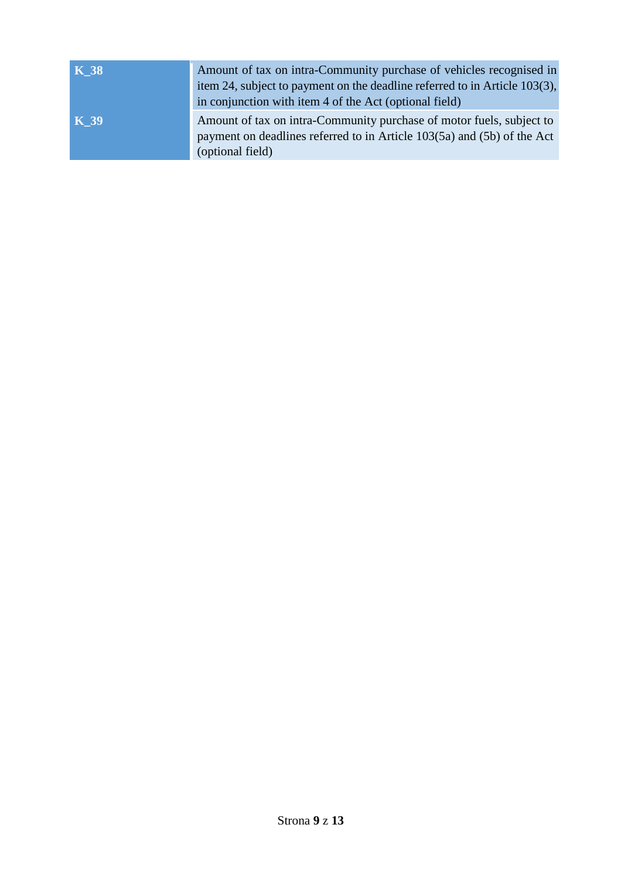| | |
|---|---|
| **K_38** | Amount of tax on intra-Community purchase of vehicles recognised in item 24, subject to payment on the deadline referred to in Article 103(3), in conjunction with item 4 of the Act (optional field) |
| **K_39** | Amount of tax on intra-Community purchase of motor fuels, subject to payment on deadlines referred to in Article 103(5a) and (5b) of the Act (optional field) |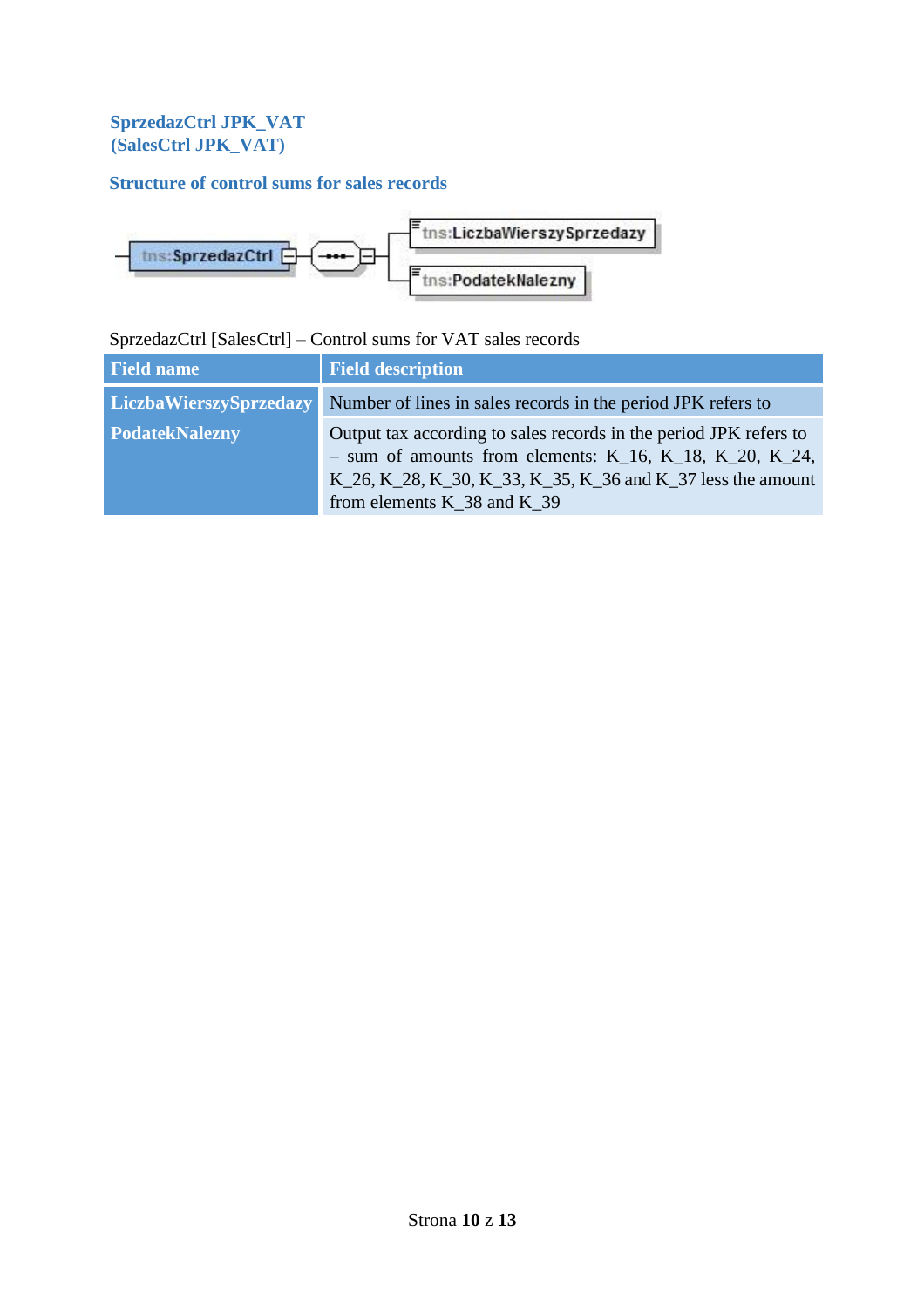## SprzedazCtrl JPK_VAT
## (SalesCtrl JPK_VAT)

### Structure of control sums for sales records

SprzedazCtrl [SalesCtrl] – Control sums for VAT sales records

| Field name | Field description |
|---|---|
| **LiczbaWierszySprzedazy** | Number of lines in sales records in the period JPK refers to |
| **PodatekNalezny** | Output tax according to sales records in the period JPK refers to – sum of amounts from elements: K_16, K_18, K_20, K_24, K_26, K_28, K_30, K_33, K_35, K_36 and K_37 less the amount from elements K_38 and K_39 |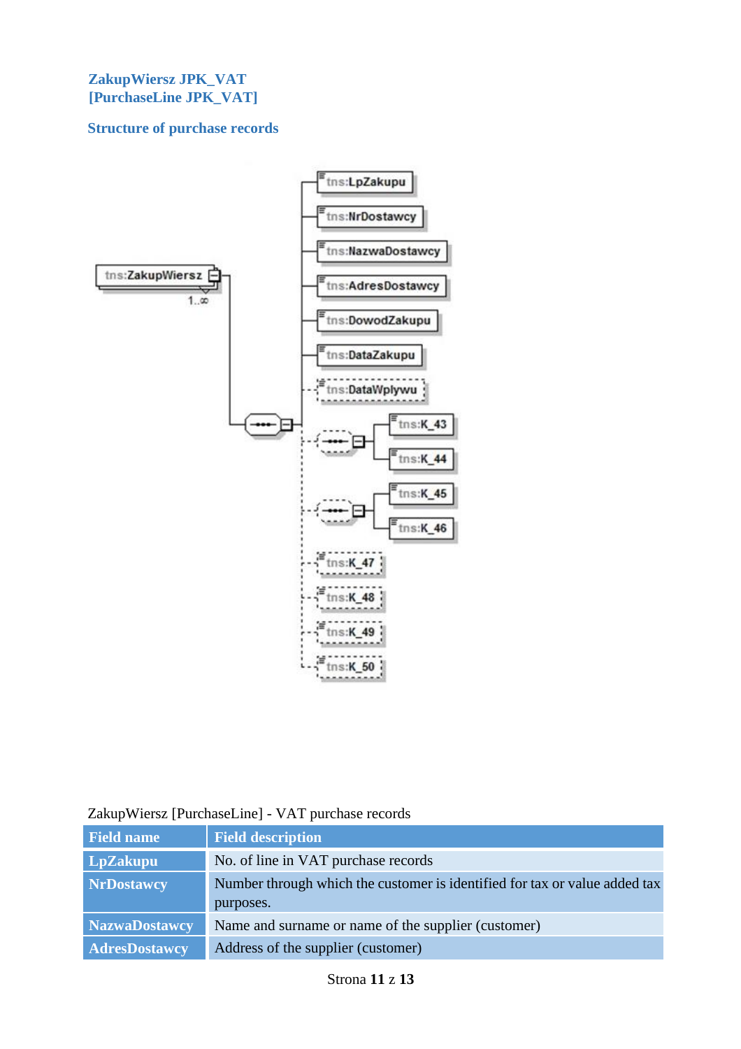### ZakupWiersz JPK_VAT
### [PurchaseLine JPK_VAT]

### Structure of purchase records

ZakupWiersz [PurchaseLine] - VAT purchase records

| Field name | Field description |
|---|---|
| **LpZakupu** | No. of line in VAT purchase records |
| **NrDostawcy** | Number through which the customer is identified for tax or value added tax purposes. |
| **NazwaDostawcy** | Name and surname or name of the supplier (customer) |
| **AdresDostawcy** | Address of the supplier (customer) |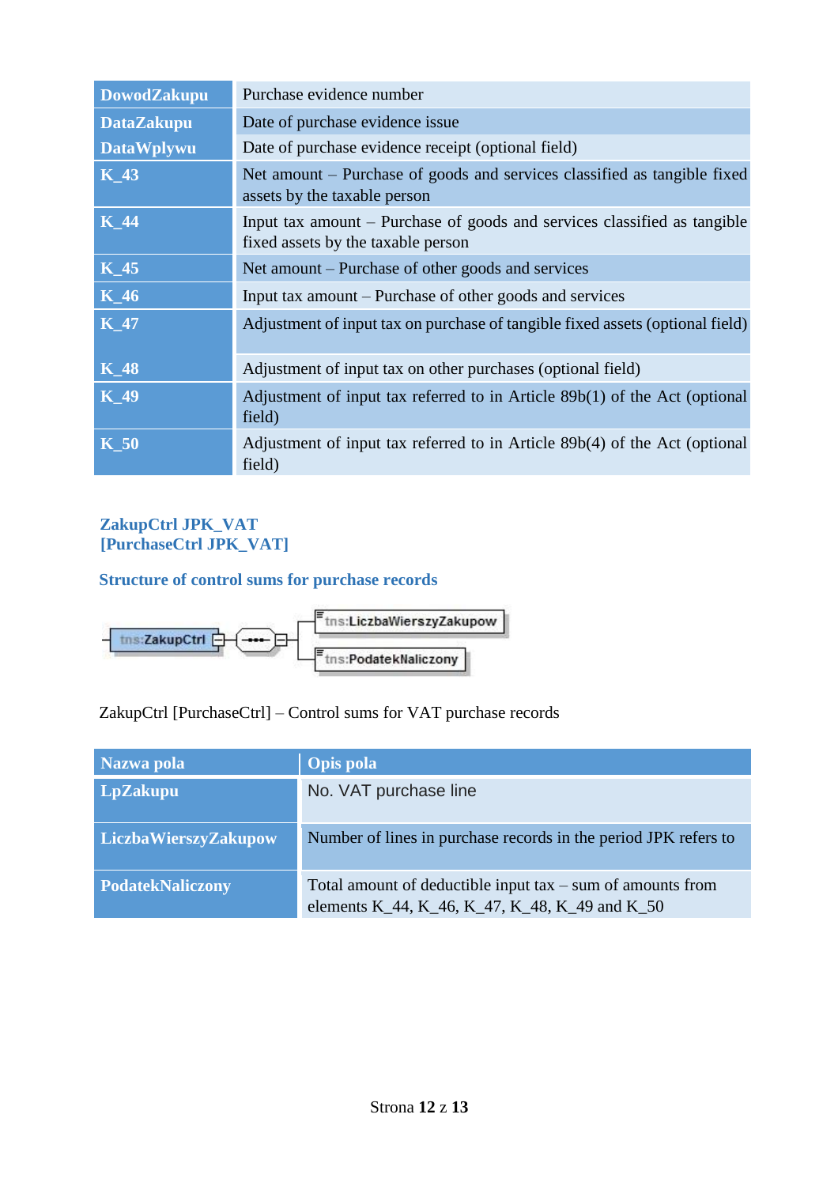| | |
|---|---|
| **DowodZakupu** | Purchase evidence number |
| **DataZakupu** | Date of purchase evidence issue |
| **DataWplywu** | Date of purchase evidence receipt (optional field) |
| **K_43** | Net amount – Purchase of goods and services classified as tangible fixed assets by the taxable person |
| **K_44** | Input tax amount – Purchase of goods and services classified as tangible fixed assets by the taxable person |
| **K_45** | Net amount – Purchase of other goods and services |
| **K_46** | Input tax amount – Purchase of other goods and services |
| **K_47** | Adjustment of input tax on purchase of tangible fixed assets (optional field) |
| **K_48** | Adjustment of input tax on other purchases (optional field) |
| **K_49** | Adjustment of input tax referred to in Article 89b(1) of the Act (optional field) |
| **K_50** | Adjustment of input tax referred to in Article 89b(4) of the Act (optional field) |

## ZakupCtrl JPK_VAT
## [PurchaseCtrl JPK_VAT]

### Structure of control sums for purchase records

tns:ZakupCtrl — tns:LiczbaWierszyZakupow, tns:PodatekNaliczony

ZakupCtrl [PurchaseCtrl] – Control sums for VAT purchase records

| Nazwa pola | Opis pola |
|---|---|
| **LpZakupu** | No. VAT purchase line |
| **LiczbaWierszyZakupow** | Number of lines in purchase records in the period JPK refers to |
| **PodatekNaliczony** | Total amount of deductible input tax – sum of amounts from elements K_44, K_46, K_47, K_48, K_49 and K_50 |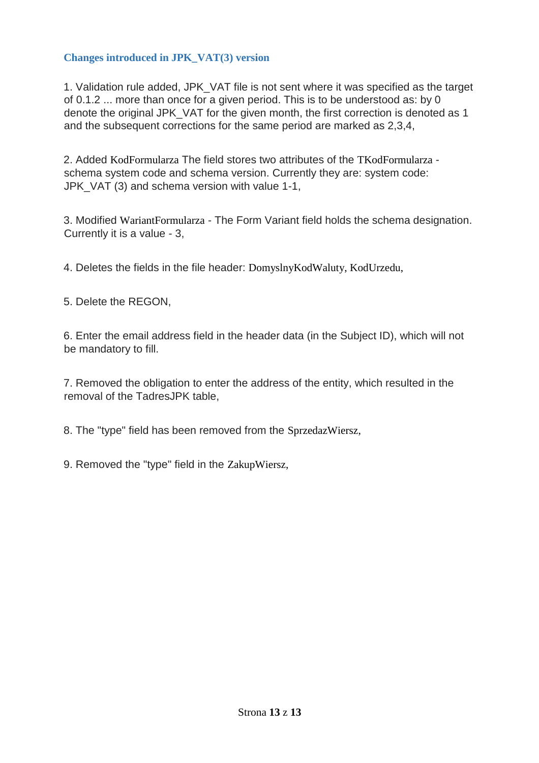## Changes introduced in JPK_VAT(3) version

1. Validation rule added, JPK_VAT file is not sent where it was specified as the target of 0.1.2 ... more than once for a given period. This is to be understood as: by 0 denote the original JPK_VAT for the given month, the first correction is denoted as 1 and the subsequent corrections for the same period are marked as 2,3,4,

2. Added KodFormularza The field stores two attributes of the TKodFormularza - schema system code and schema version. Currently they are: system code: JPK_VAT (3) and schema version with value 1-1,

3. Modified WariantFormularza - The Form Variant field holds the schema designation. Currently it is a value - 3,

4. Deletes the fields in the file header: DomyslnyKodWaluty, KodUrzedu,

5. Delete the REGON,

6. Enter the email address field in the header data (in the Subject ID), which will not be mandatory to fill.

7. Removed the obligation to enter the address of the entity, which resulted in the removal of the TadresJPK table,

8. The "type" field has been removed from the SprzedazWiersz,

9. Removed the "type" field in the ZakupWiersz,